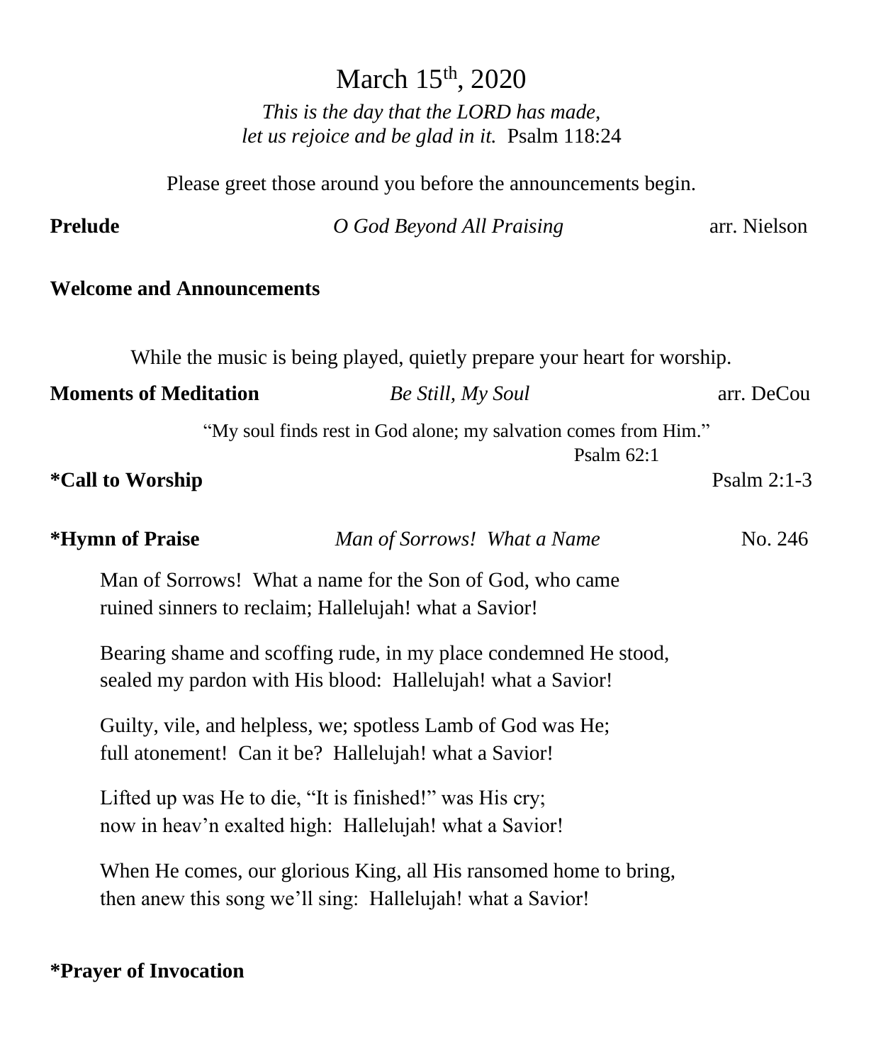# March 15th, 2020

*This is the day that the LORD has made,*
*let us rejoice and be glad in it.* Psalm 118:24

Please greet those around you before the announcements begin.

**Prelude** *O God Beyond All Praising* arr. Nielson

**Welcome and Announcements**

While the music is being played, quietly prepare your heart for worship.

**Moments of Meditation** *Be Still, My Soul* arr. DeCou

"My soul finds rest in God alone; my salvation comes from Him."
Psalm 62:1

**\*Call to Worship** Psalm 2:1-3

**\*Hymn of Praise** *Man of Sorrows! What a Name* No. 246

Man of Sorrows! What a name for the Son of God, who came
ruined sinners to reclaim; Hallelujah! what a Savior!

Bearing shame and scoffing rude, in my place condemned He stood,
sealed my pardon with His blood: Hallelujah! what a Savior!

Guilty, vile, and helpless, we; spotless Lamb of God was He;
full atonement! Can it be? Hallelujah! what a Savior!

Lifted up was He to die, "It is finished!" was His cry;
now in heav'n exalted high: Hallelujah! what a Savior!

When He comes, our glorious King, all His ransomed home to bring,
then anew this song we'll sing: Hallelujah! what a Savior!

**\*Prayer of Invocation**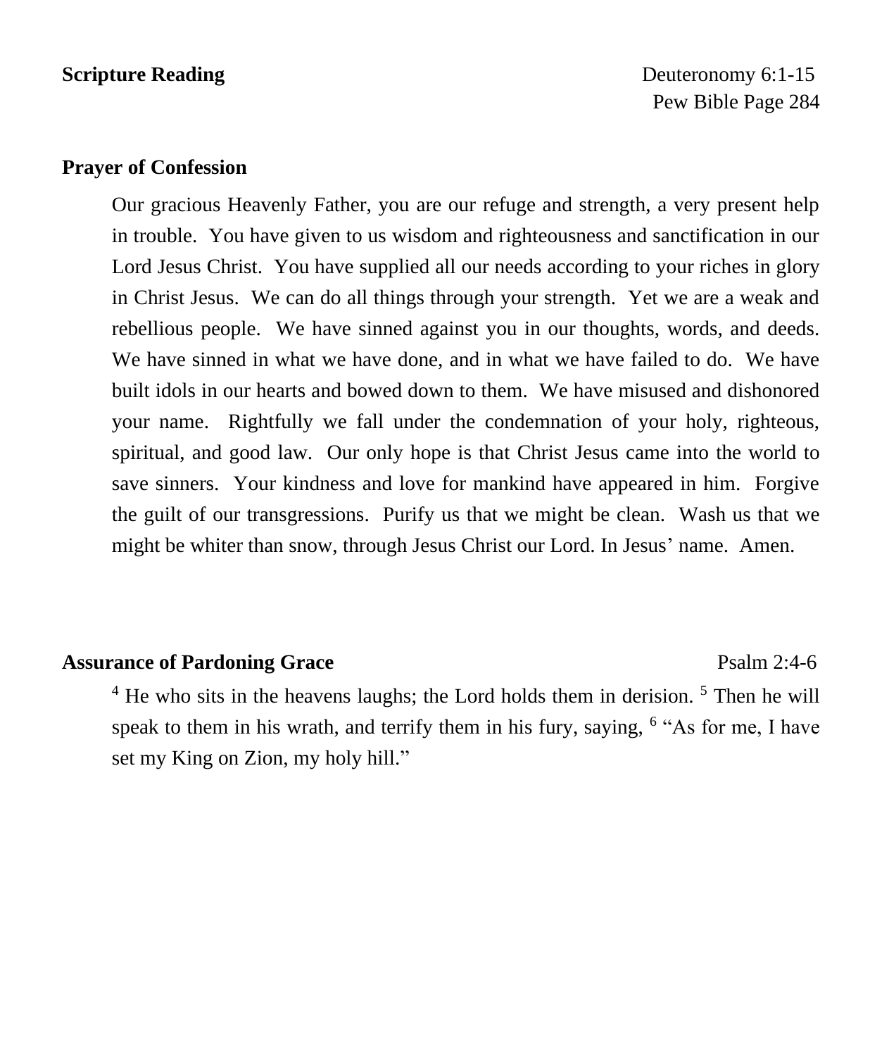**Scripture Reading** Deuteronomy 6:1-15
Pew Bible Page 284

**Prayer of Confession**

Our gracious Heavenly Father, you are our refuge and strength, a very present help in trouble. You have given to us wisdom and righteousness and sanctification in our Lord Jesus Christ. You have supplied all our needs according to your riches in glory in Christ Jesus. We can do all things through your strength. Yet we are a weak and rebellious people. We have sinned against you in our thoughts, words, and deeds. We have sinned in what we have done, and in what we have failed to do. We have built idols in our hearts and bowed down to them. We have misused and dishonored your name. Rightfully we fall under the condemnation of your holy, righteous, spiritual, and good law. Our only hope is that Christ Jesus came into the world to save sinners. Your kindness and love for mankind have appeared in him. Forgive the guilt of our transgressions. Purify us that we might be clean. Wash us that we might be whiter than snow, through Jesus Christ our Lord. In Jesus' name. Amen.

**Assurance of Pardoning Grace** Psalm 2:4-6

[4] He who sits in the heavens laughs; the Lord holds them in derision. [5] Then he will speak to them in his wrath, and terrify them in his fury, saying, [6] "As for me, I have set my King on Zion, my holy hill."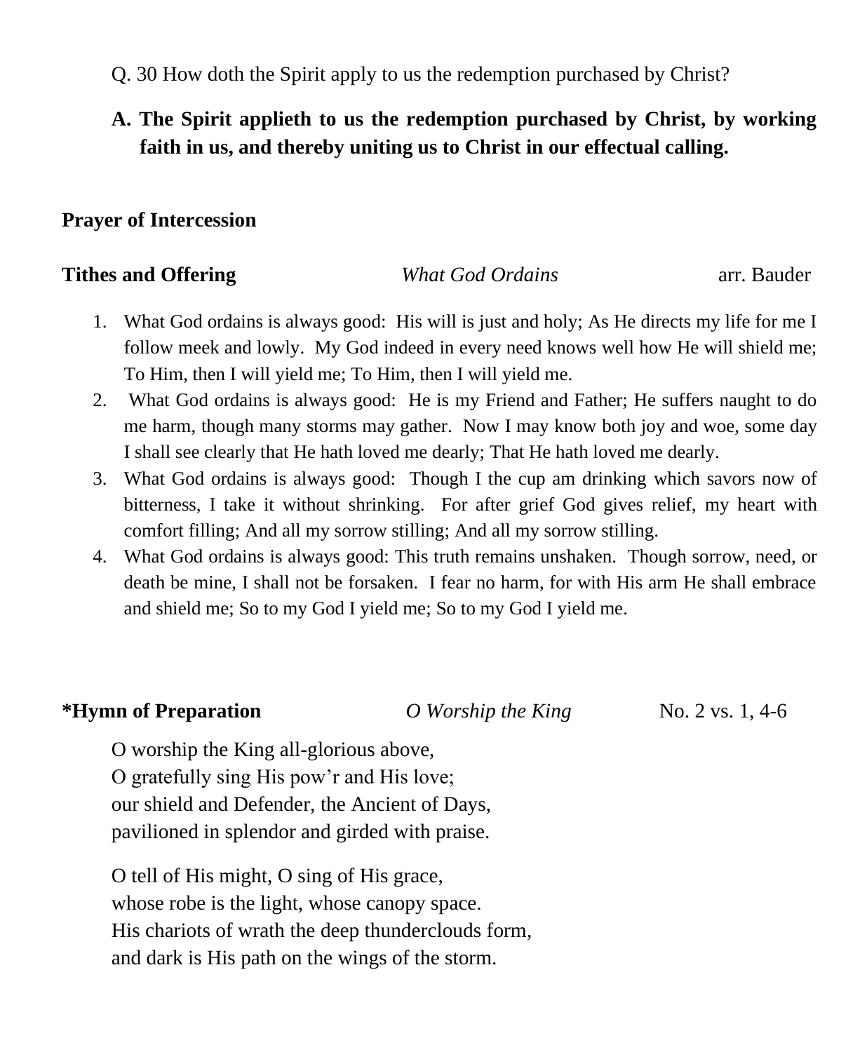Q. 30 How doth the Spirit apply to us the redemption purchased by Christ?

**A. The Spirit applieth to us the redemption purchased by Christ, by working faith in us, and thereby uniting us to Christ in our effectual calling.**

**Prayer of Intercession**

**Tithes and Offering** *What God Ordains* arr. Bauder

1. What God ordains is always good: His will is just and holy; As He directs my life for me I follow meek and lowly. My God indeed in every need knows well how He will shield me; To Him, then I will yield me; To Him, then I will yield me.
2. What God ordains is always good: He is my Friend and Father; He suffers naught to do me harm, though many storms may gather. Now I may know both joy and woe, some day I shall see clearly that He hath loved me dearly; That He hath loved me dearly.
3. What God ordains is always good: Though I the cup am drinking which savors now of bitterness, I take it without shrinking. For after grief God gives relief, my heart with comfort filling; And all my sorrow stilling; And all my sorrow stilling.
4. What God ordains is always good: This truth remains unshaken. Though sorrow, need, or death be mine, I shall not be forsaken. I fear no harm, for with His arm He shall embrace and shield me; So to my God I yield me; So to my God I yield me.

**\*Hymn of Preparation** *O Worship the King* No. 2 vs. 1, 4-6

O worship the King all-glorious above,
O gratefully sing His pow'r and His love;
our shield and Defender, the Ancient of Days,
pavilioned in splendor and girded with praise.

O tell of His might, O sing of His grace,
whose robe is the light, whose canopy space.
His chariots of wrath the deep thunderclouds form,
and dark is His path on the wings of the storm.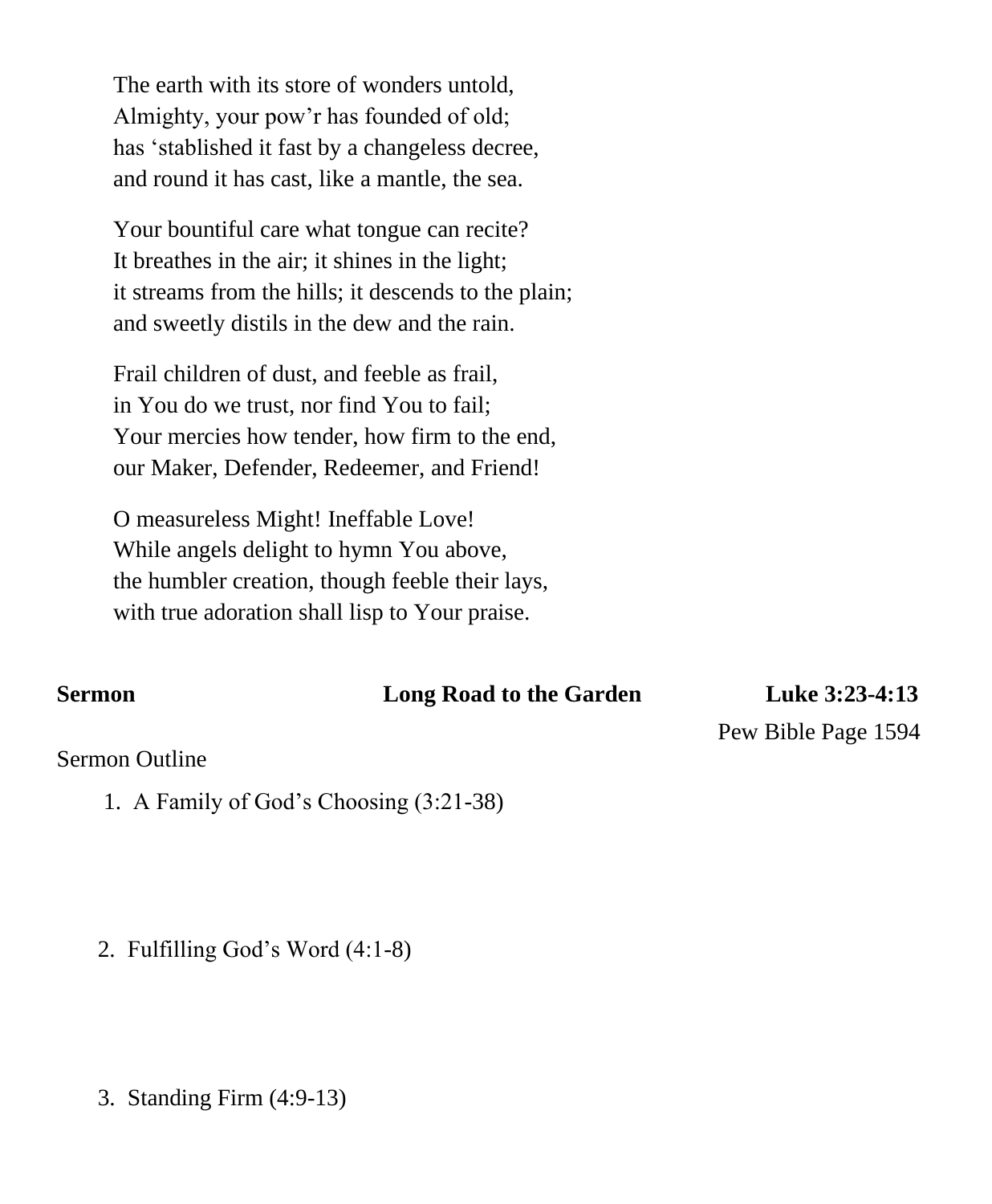The earth with its store of wonders untold,
Almighty, your pow'r has founded of old;
has 'stablished it fast by a changeless decree,
and round it has cast, like a mantle, the sea.

Your bountiful care what tongue can recite?
It breathes in the air; it shines in the light;
it streams from the hills; it descends to the plain;
and sweetly distils in the dew and the rain.

Frail children of dust, and feeble as frail,
in You do we trust, nor find You to fail;
Your mercies how tender, how firm to the end,
our Maker, Defender, Redeemer, and Friend!

O measureless Might! Ineffable Love!
While angels delight to hymn You above,
the humbler creation, though feeble their lays,
with true adoration shall lisp to Your praise.

**Sermon** **Long Road to the Garden** **Luke 3:23-4:13**

Pew Bible Page 1594

Sermon Outline

1. A Family of God's Choosing (3:21-38)

2. Fulfilling God's Word (4:1-8)

3. Standing Firm (4:9-13)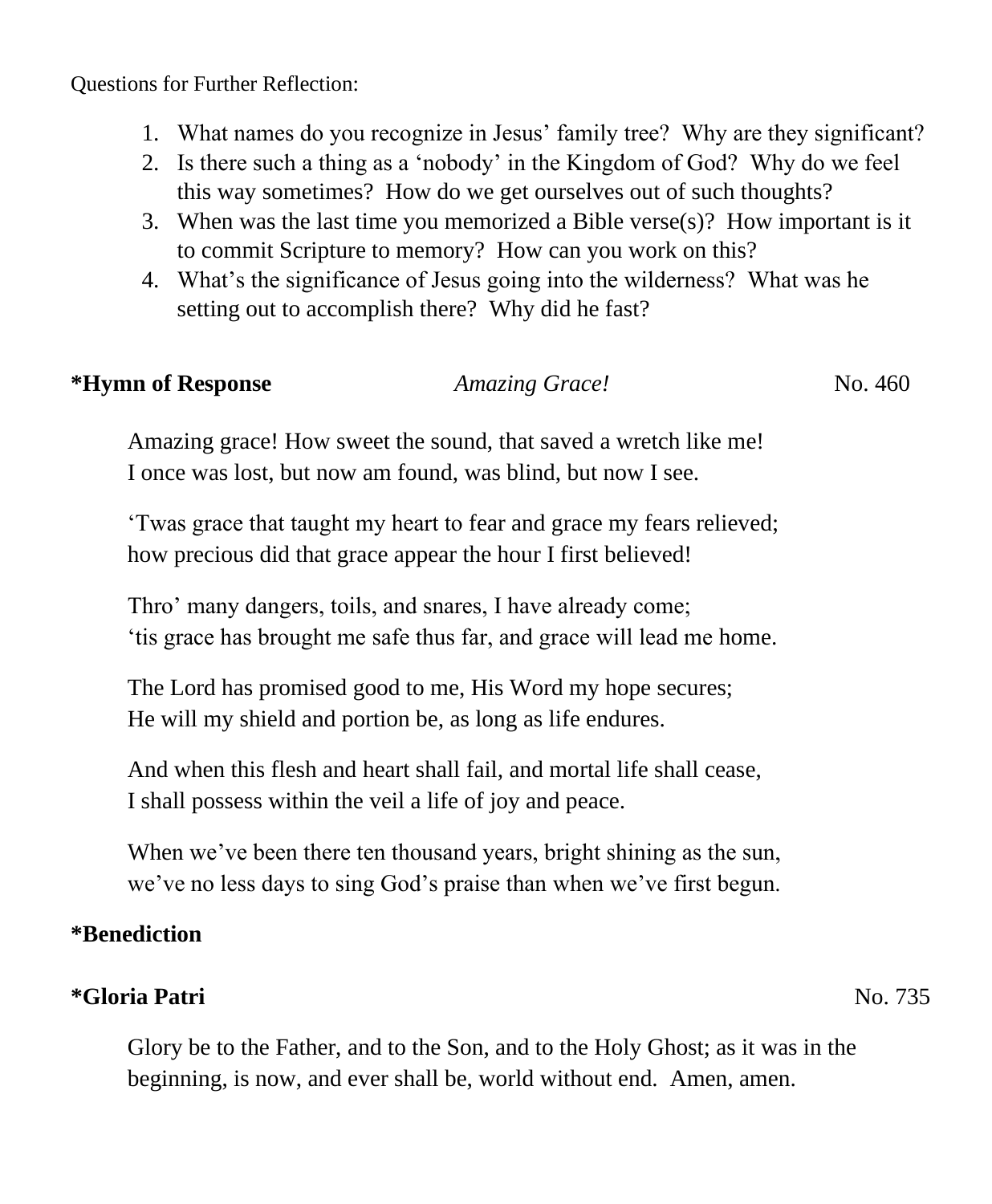Questions for Further Reflection:

1. What names do you recognize in Jesus' family tree? Why are they significant?
2. Is there such a thing as a 'nobody' in the Kingdom of God? Why do we feel this way sometimes? How do we get ourselves out of such thoughts?
3. When was the last time you memorized a Bible verse(s)? How important is it to commit Scripture to memory? How can you work on this?
4. What's the significance of Jesus going into the wilderness? What was he setting out to accomplish there? Why did he fast?

**\*Hymn of Response** *Amazing Grace!* No. 460

Amazing grace! How sweet the sound, that saved a wretch like me!
I once was lost, but now am found, was blind, but now I see.

'Twas grace that taught my heart to fear and grace my fears relieved;
how precious did that grace appear the hour I first believed!

Thro' many dangers, toils, and snares, I have already come;
'tis grace has brought me safe thus far, and grace will lead me home.

The Lord has promised good to me, His Word my hope secures;
He will my shield and portion be, as long as life endures.

And when this flesh and heart shall fail, and mortal life shall cease,
I shall possess within the veil a life of joy and peace.

When we've been there ten thousand years, bright shining as the sun,
we've no less days to sing God's praise than when we've first begun.

**\*Benediction**

**\*Gloria Patri** No. 735

Glory be to the Father, and to the Son, and to the Holy Ghost; as it was in the beginning, is now, and ever shall be, world without end. Amen, amen.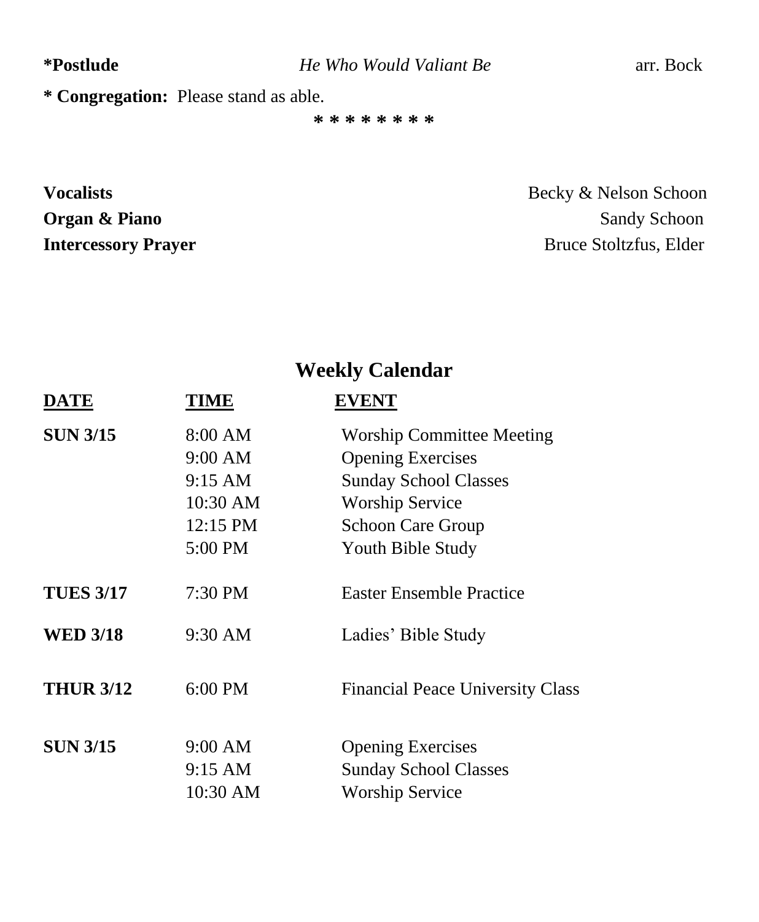**\*Postlude** *He Who Would Valiant Be* arr. Bock

**\* Congregation:** Please stand as able.

\* \* \* \* \* \* \* \*

| | |
|---|---|
| **Vocalists** | Becky & Nelson Schoon |
| **Organ & Piano** | Sandy Schoon |
| **Intercessory Prayer** | Bruce Stoltzfus, Elder |

## Weekly Calendar

| DATE | TIME | EVENT |
|---|---|---|
| **SUN 3/15** | 8:00 AM | Worship Committee Meeting |
| | 9:00 AM | Opening Exercises |
| | 9:15 AM | Sunday School Classes |
| | 10:30 AM | Worship Service |
| | 12:15 PM | Schoon Care Group |
| | 5:00 PM | Youth Bible Study |
| **TUES 3/17** | 7:30 PM | Easter Ensemble Practice |
| **WED 3/18** | 9:30 AM | Ladies' Bible Study |
| **THUR 3/12** | 6:00 PM | Financial Peace University Class |
| **SUN 3/15** | 9:00 AM | Opening Exercises |
| | 9:15 AM | Sunday School Classes |
| | 10:30 AM | Worship Service |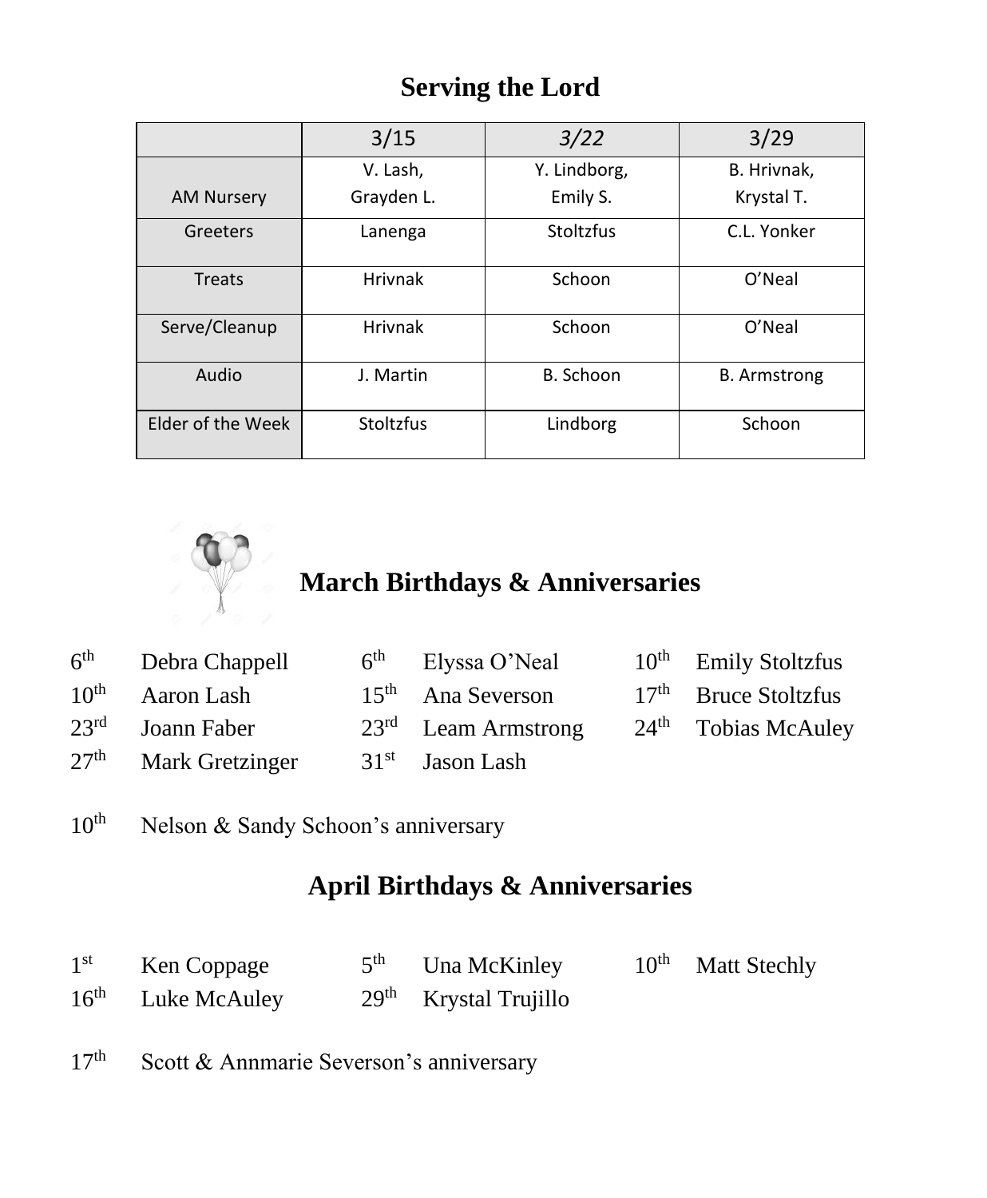## Serving the Lord

| | 3/15 | *3/22* | 3/29 |
|---|---|---|---|
| AM Nursery | V. Lash, Grayden L. | Y. Lindborg, Emily S. | B. Hrivnak, Krystal T. |
| Greeters | Lanenga | Stoltzfus | C.L. Yonker |
| Treats | Hrivnak | Schoon | O'Neal |
| Serve/Cleanup | Hrivnak | Schoon | O'Neal |
| Audio | J. Martin | B. Schoon | B. Armstrong |
| Elder of the Week | Stoltzfus | Lindborg | Schoon |

## March Birthdays & Anniversaries

6th Debra Chappell
10th Aaron Lash
23rd Joann Faber
27th Mark Gretzinger
6th Elyssa O'Neal
15th Ana Severson
23rd Leam Armstrong
31st Jason Lash
10th Emily Stoltzfus
17th Bruce Stoltzfus
24th Tobias McAuley

10th Nelson & Sandy Schoon's anniversary

## April Birthdays & Anniversaries

1st Ken Coppage
16th Luke McAuley
5th Una McKinley
29th Krystal Trujillo
10th Matt Stechly

17th Scott & Annmarie Severson's anniversary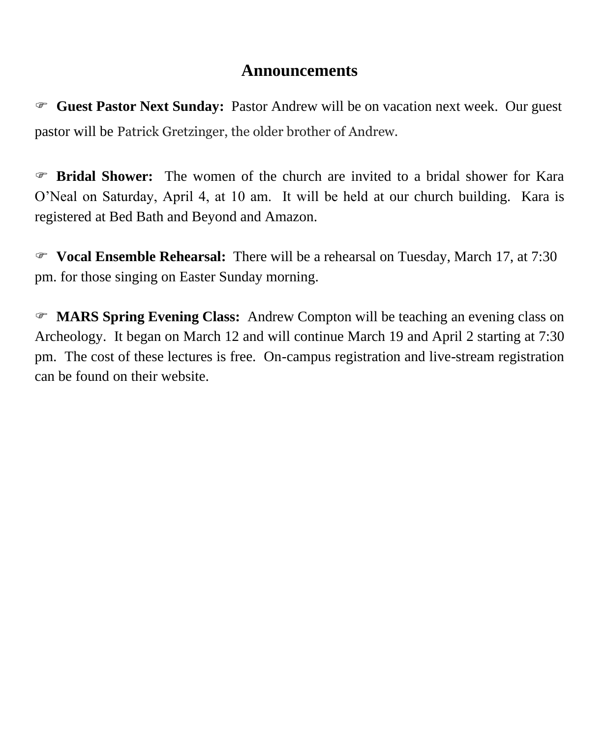# Announcements

☞ **Guest Pastor Next Sunday:** Pastor Andrew will be on vacation next week. Our guest pastor will be Patrick Gretzinger, the older brother of Andrew.

☞ **Bridal Shower:** The women of the church are invited to a bridal shower for Kara O'Neal on Saturday, April 4, at 10 am. It will be held at our church building. Kara is registered at Bed Bath and Beyond and Amazon.

☞ **Vocal Ensemble Rehearsal:** There will be a rehearsal on Tuesday, March 17, at 7:30 pm. for those singing on Easter Sunday morning.

☞ **MARS Spring Evening Class:** Andrew Compton will be teaching an evening class on Archeology. It began on March 12 and will continue March 19 and April 2 starting at 7:30 pm. The cost of these lectures is free. On-campus registration and live-stream registration can be found on their website.